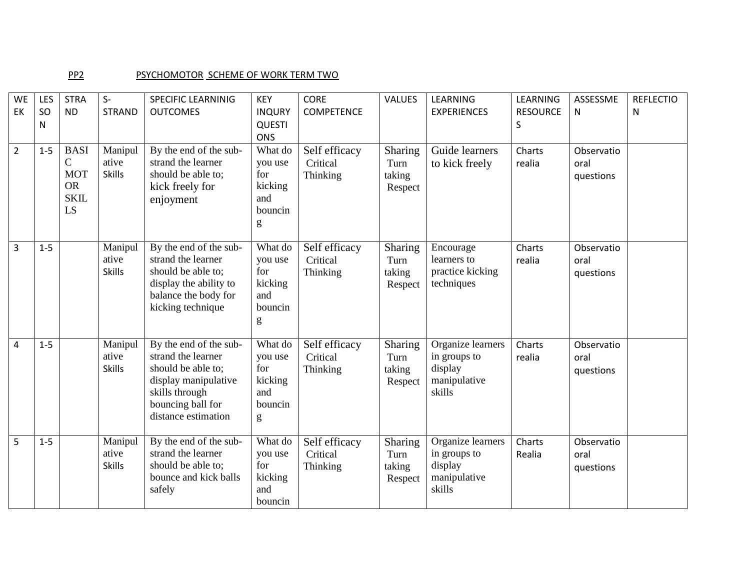PP2 PSYCHOMOTOR SCHEME OF WORK TERM TWO

| WEEK | LESSON | STRAND | S-STRAND | SPECIFIC LEARNINIG OUTCOMES | KEY INQURY QUESTIONS | CORE COMPETENCE | VALUES | LEARNING EXPERIENCES | LEARNING RESOURCES | ASSESSMEN | REFLECTION |
|---|---|---|---|---|---|---|---|---|---|---|---|
| 2 | 1-5 | BASIC MOTOR SKILLS | Manipulative Skills | By the end of the sub-strand the learner should be able to; kick freely for enjoyment | What do you use for kicking and bouncing | Self efficacy Critical Thinking | Sharing Turn taking Respect | Guide learners to kick freely | Charts realia | Observatio oral questions | |
| 3 | 1-5 | | Manipulative Skills | By the end of the sub-strand the learner should be able to; display the ability to balance the body for kicking technique | What do you use for kicking and bouncing | Self efficacy Critical Thinking | Sharing Turn taking Respect | Encourage learners to practice kicking techniques | Charts realia | Observatio oral questions | |
| 4 | 1-5 | | Manipulative Skills | By the end of the sub-strand the learner should be able to; display manipulative skills through bouncing ball for distance estimation | What do you use for kicking and bouncing | Self efficacy Critical Thinking | Sharing Turn taking Respect | Organize learners in groups to display manipulative skills | Charts realia | Observatio oral questions | |
| 5 | 1-5 | | Manipulative Skills | By the end of the sub-strand the learner should be able to; bounce and kick balls safely | What do you use for kicking and bouncin | Self efficacy Critical Thinking | Sharing Turn taking Respect | Organize learners in groups to display manipulative skills | Charts Realia | Observatio oral questions | |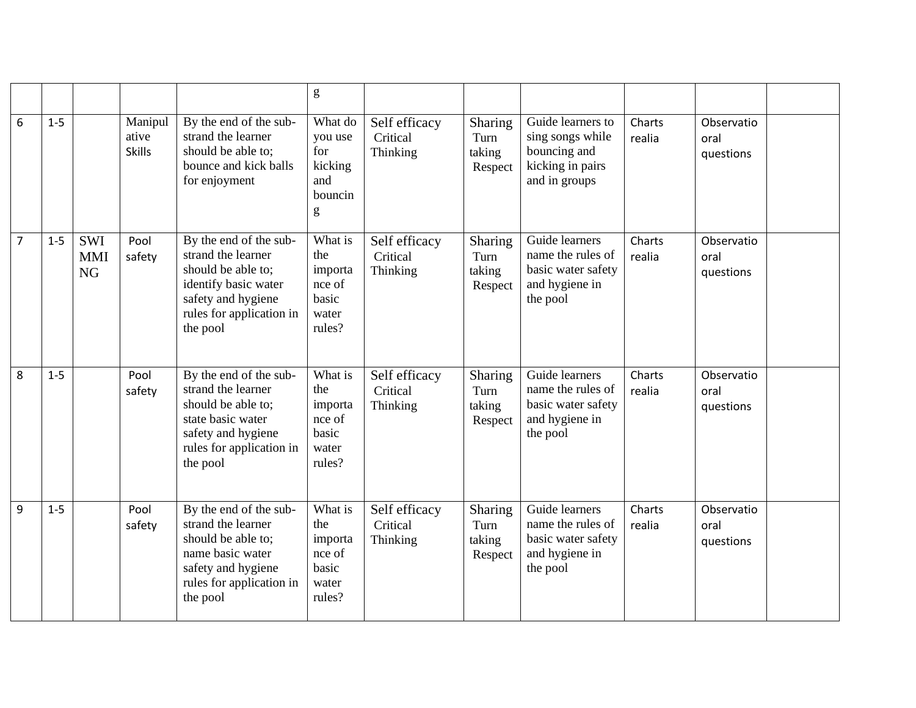| | | | | | g | | | | | | |
|---|---|---|---|---|---|---|---|---|---|---|---|
| 6 | 1-5 | | Manipulative Skills | By the end of the sub-strand the learner should be able to; bounce and kick balls for enjoyment | What do you use for kicking and bouncing | Self efficacy Critical Thinking | Sharing Turn taking Respect | Guide learners to sing songs while bouncing and kicking in pairs and in groups | Charts realia | Observatio oral questions | |
| 7 | 1-5 | SWIMMING | Pool safety | By the end of the sub-strand the learner should be able to; identify basic water safety and hygiene rules for application in the pool | What is the importance of basic water rules? | Self efficacy Critical Thinking | Sharing Turn taking Respect | Guide learners name the rules of basic water safety and hygiene in the pool | Charts realia | Observatio oral questions | |
| 8 | 1-5 | | Pool safety | By the end of the sub-strand the learner should be able to; state basic water safety and hygiene rules for application in the pool | What is the importance of basic water rules? | Self efficacy Critical Thinking | Sharing Turn taking Respect | Guide learners name the rules of basic water safety and hygiene in the pool | Charts realia | Observatio oral questions | |
| 9 | 1-5 | | Pool safety | By the end of the sub-strand the learner should be able to; name basic water safety and hygiene rules for application in the pool | What is the importance of basic water rules? | Self efficacy Critical Thinking | Sharing Turn taking Respect | Guide learners name the rules of basic water safety and hygiene in the pool | Charts realia | Observatio oral questions | |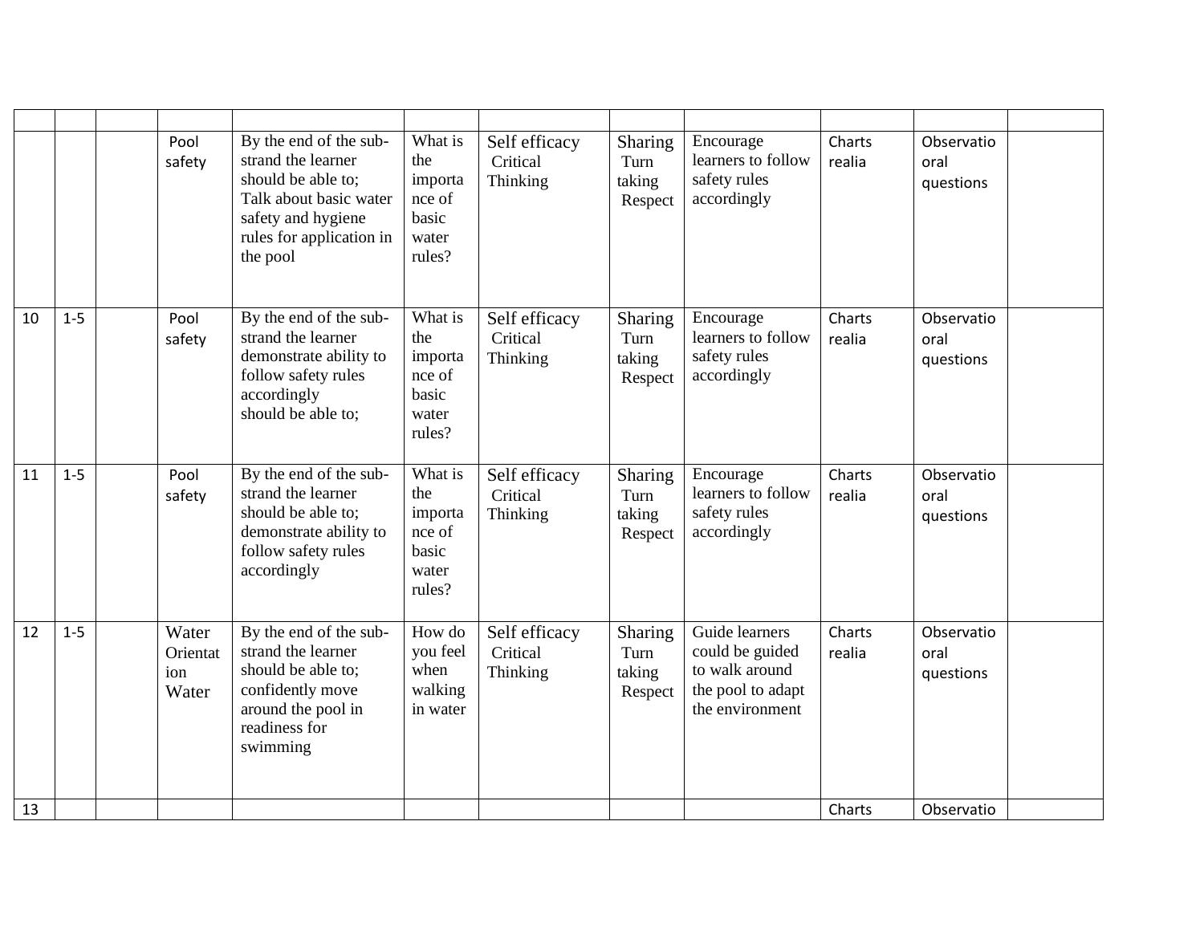| | | | | | | | | | | | |
|---|---|---|---|---|---|---|---|---|---|---|---|
| | | | Pool safety | By the end of the sub-strand the learner should be able to; Talk about basic water safety and hygiene rules for application in the pool | What is the importance of basic water rules? | Self efficacy Critical Thinking | Sharing Turn taking Respect | Encourage learners to follow safety rules accordingly | Charts realia | Observatio oral questions | |
| 10 | 1-5 | | Pool safety | By the end of the sub-strand the learner demonstrate ability to follow safety rules accordingly should be able to; | What is the importance of basic water rules? | Self efficacy Critical Thinking | Sharing Turn taking Respect | Encourage learners to follow safety rules accordingly | Charts realia | Observatio oral questions | |
| 11 | 1-5 | | Pool safety | By the end of the sub-strand the learner should be able to; demonstrate ability to follow safety rules accordingly | What is the importance of basic water rules? | Self efficacy Critical Thinking | Sharing Turn taking Respect | Encourage learners to follow safety rules accordingly | Charts realia | Observatio oral questions | |
| 12 | 1-5 | | Water Orientation Water | By the end of the sub-strand the learner should be able to; confidently move around the pool in readiness for swimming | How do you feel when walking in water | Self efficacy Critical Thinking | Sharing Turn taking Respect | Guide learners could be guided to walk around the pool to adapt the environment | Charts realia | Observatio oral questions | |
| 13 | | | | | | | | | Charts | Observatio | |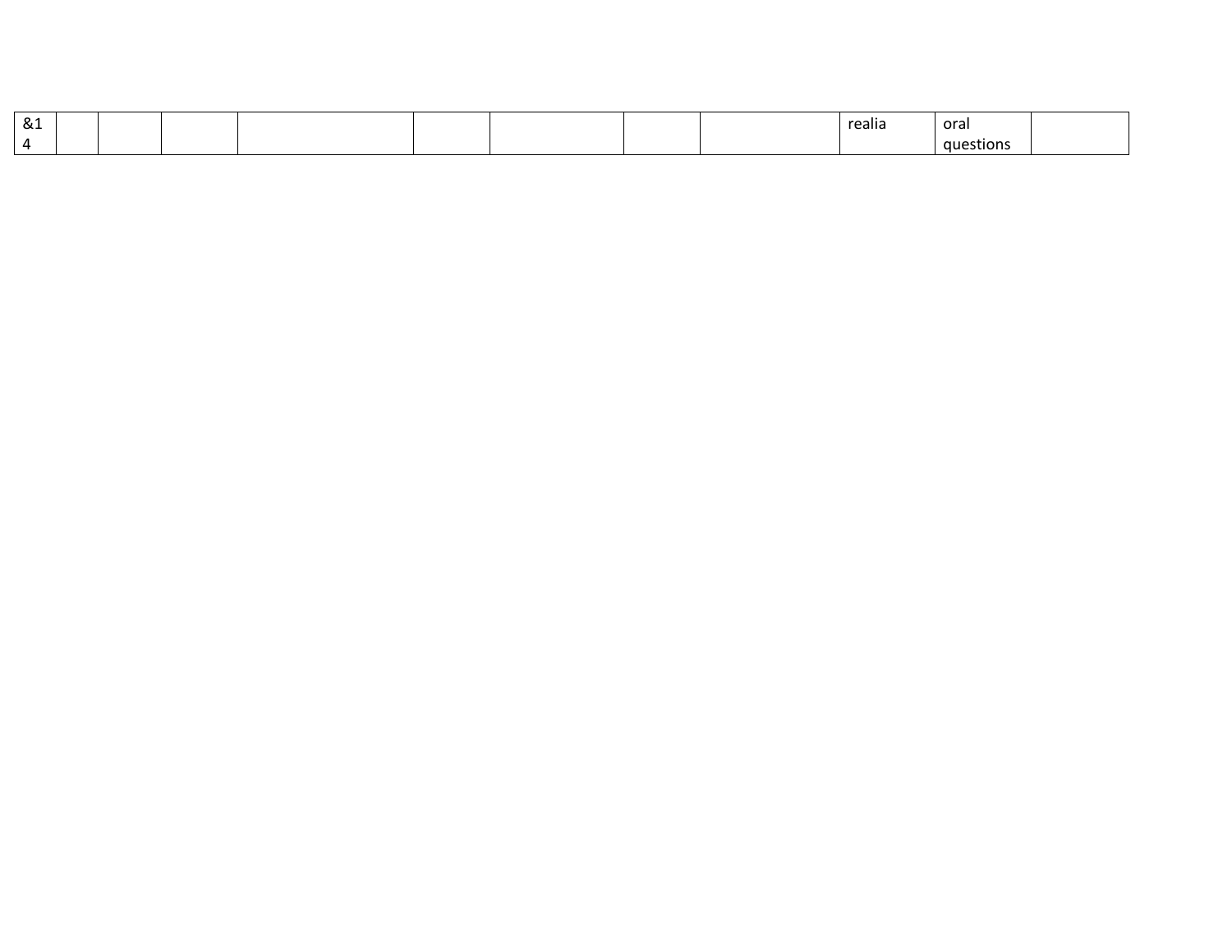| | | | | | | | | | | | |
|---|---|---|---|---|---|---|---|---|---|---|---|
| &14 | | | | | | | | | realia | oral questions | |